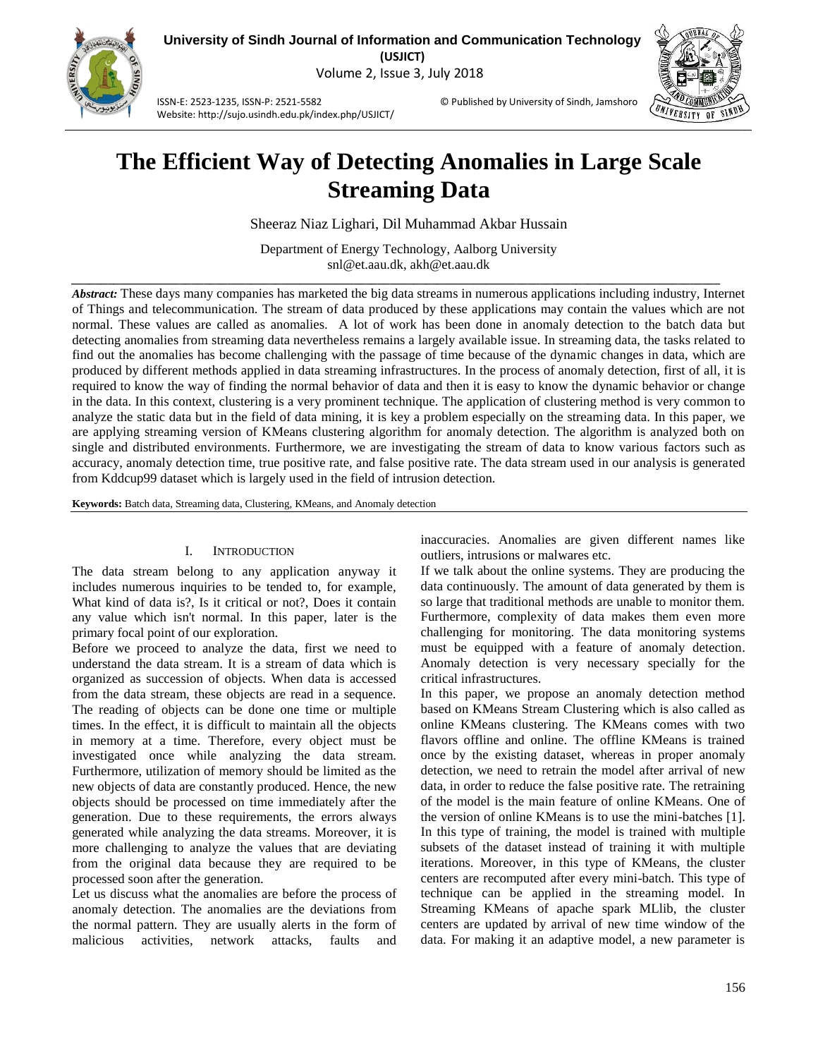# The Efficient Way of Detecting Anomalies in Large Scale Streaming Data

Sheeraz Niaz Lighari, Dil Muhammad Akbar Hussain

Department of Energy Technology, Aalborg University
snl@et.aau.dk, akh@et.aau.dk

***Abstract:*** These days many companies has marketed the big data streams in numerous applications including industry, Internet of Things and telecommunication. The stream of data produced by these applications may contain the values which are not normal. These values are called as anomalies. A lot of work has been done in anomaly detection to the batch data but detecting anomalies from streaming data nevertheless remains a largely available issue. In streaming data, the tasks related to find out the anomalies has become challenging with the passage of time because of the dynamic changes in data, which are produced by different methods applied in data streaming infrastructures. In the process of anomaly detection, first of all, it is required to know the way of finding the normal behavior of data and then it is easy to know the dynamic behavior or change in the data. In this context, clustering is a very prominent technique. The application of clustering method is very common to analyze the static data but in the field of data mining, it is key a problem especially on the streaming data. In this paper, we are applying streaming version of KMeans clustering algorithm for anomaly detection. The algorithm is analyzed both on single and distributed environments. Furthermore, we are investigating the stream of data to know various factors such as accuracy, anomaly detection time, true positive rate, and false positive rate. The data stream used in our analysis is generated from Kddcup99 dataset which is largely used in the field of intrusion detection.

**Keywords:** Batch data, Streaming data, Clustering, KMeans, and Anomaly detection

## I. INTRODUCTION

The data stream belong to any application anyway it includes numerous inquiries to be tended to, for example, What kind of data is?, Is it critical or not?, Does it contain any value which isn't normal. In this paper, later is the primary focal point of our exploration.

Before we proceed to analyze the data, first we need to understand the data stream. It is a stream of data which is organized as succession of objects. When data is accessed from the data stream, these objects are read in a sequence. The reading of objects can be done one time or multiple times. In the effect, it is difficult to maintain all the objects in memory at a time. Therefore, every object must be investigated once while analyzing the data stream. Furthermore, utilization of memory should be limited as the new objects of data are constantly produced. Hence, the new objects should be processed on time immediately after the generation. Due to these requirements, the errors always generated while analyzing the data streams. Moreover, it is more challenging to analyze the values that are deviating from the original data because they are required to be processed soon after the generation.

Let us discuss what the anomalies are before the process of anomaly detection. The anomalies are the deviations from the normal pattern. They are usually alerts in the form of malicious activities, network attacks, faults and inaccuracies. Anomalies are given different names like outliers, intrusions or malwares etc.

If we talk about the online systems. They are producing the data continuously. The amount of data generated by them is so large that traditional methods are unable to monitor them. Furthermore, complexity of data makes them even more challenging for monitoring. The data monitoring systems must be equipped with a feature of anomaly detection. Anomaly detection is very necessary specially for the critical infrastructures.

In this paper, we propose an anomaly detection method based on KMeans Stream Clustering which is also called as online KMeans clustering. The KMeans comes with two flavors offline and online. The offline KMeans is trained once by the existing dataset, whereas in proper anomaly detection, we need to retrain the model after arrival of new data, in order to reduce the false positive rate. The retraining of the model is the main feature of online KMeans. One of the version of online KMeans is to use the mini-batches [1]. In this type of training, the model is trained with multiple subsets of the dataset instead of training it with multiple iterations. Moreover, in this type of KMeans, the cluster centers are recomputed after every mini-batch. This type of technique can be applied in the streaming model. In Streaming KMeans of apache spark MLlib, the cluster centers are updated by arrival of new time window of the data. For making it an adaptive model, a new parameter is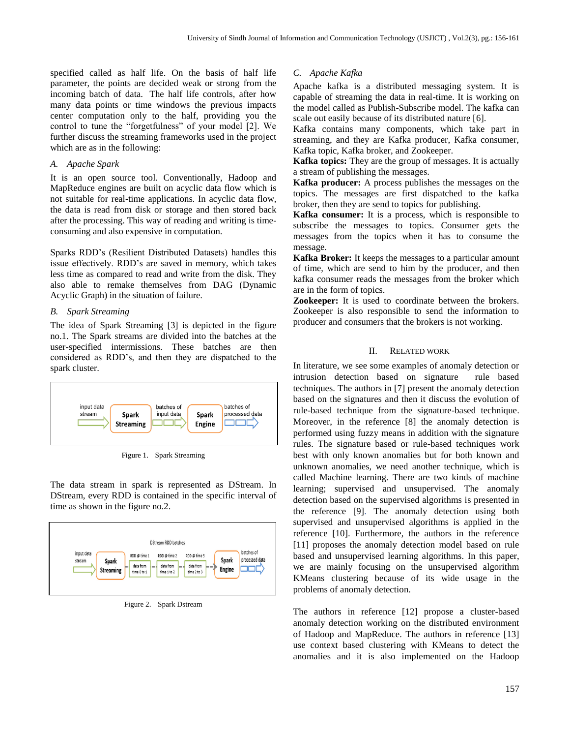specified called as half life. On the basis of half life parameter, the points are decided weak or strong from the incoming batch of data. The half life controls, after how many data points or time windows the previous impacts center computation only to the half, providing you the control to tune the "forgetfulness" of your model [2]. We further discuss the streaming frameworks used in the project which are as in the following:

### A. Apache Spark

It is an open source tool. Conventionally, Hadoop and MapReduce engines are built on acyclic data flow which is not suitable for real-time applications. In acyclic data flow, the data is read from disk or storage and then stored back after the processing. This way of reading and writing is time-consuming and also expensive in computation.

Sparks RDD's (Resilient Distributed Datasets) handles this issue effectively. RDD's are saved in memory, which takes less time as compared to read and write from the disk. They also able to remake themselves from DAG (Dynamic Acyclic Graph) in the situation of failure.

### B. Spark Streaming

The idea of Spark Streaming [3] is depicted in the figure no.1. The Spark streams are divided into the batches at the user-specified intermissions. These batches are then considered as RDD's, and then they are dispatched to the spark cluster.

Figure 1. Spark Streaming

The data stream in spark is represented as DStream. In DStream, every RDD is contained in the specific interval of time as shown in the figure no.2.

Figure 2. Spark Dstream

### C. Apache Kafka

Apache kafka is a distributed messaging system. It is capable of streaming the data in real-time. It is working on the model called as Publish-Subscribe model. The kafka can scale out easily because of its distributed nature [6].

Kafka contains many components, which take part in streaming, and they are Kafka producer, Kafka consumer, Kafka topic, Kafka broker, and Zookeeper.

**Kafka topics:** They are the group of messages. It is actually a stream of publishing the messages.

**Kafka producer:** A process publishes the messages on the topics. The messages are first dispatched to the kafka broker, then they are send to topics for publishing.

**Kafka consumer:** It is a process, which is responsible to subscribe the messages to topics. Consumer gets the messages from the topics when it has to consume the message.

**Kafka Broker:** It keeps the messages to a particular amount of time, which are send to him by the producer, and then kafka consumer reads the messages from the broker which are in the form of topics.

**Zookeeper:** It is used to coordinate between the brokers. Zookeeper is also responsible to send the information to producer and consumers that the brokers is not working.

## II. Related Work

In literature, we see some examples of anomaly detection or intrusion detection based on signature rule based techniques. The authors in [7] present the anomaly detection based on the signatures and then it discuss the evolution of rule-based technique from the signature-based technique. Moreover, in the reference [8] the anomaly detection is performed using fuzzy means in addition with the signature rules. The signature based or rule-based techniques work best with only known anomalies but for both known and unknown anomalies, we need another technique, which is called Machine learning. There are two kinds of machine learning; supervised and unsupervised. The anomaly detection based on the supervised algorithms is presented in the reference [9]. The anomaly detection using both supervised and unsupervised algorithms is applied in the reference [10]. Furthermore, the authors in the reference [11] proposes the anomaly detection model based on rule based and unsupervised learning algorithms. In this paper, we are mainly focusing on the unsupervised algorithm KMeans clustering because of its wide usage in the problems of anomaly detection.

The authors in reference [12] propose a cluster-based anomaly detection working on the distributed environment of Hadoop and MapReduce. The authors in reference [13] use context based clustering with KMeans to detect the anomalies and it is also implemented on the Hadoop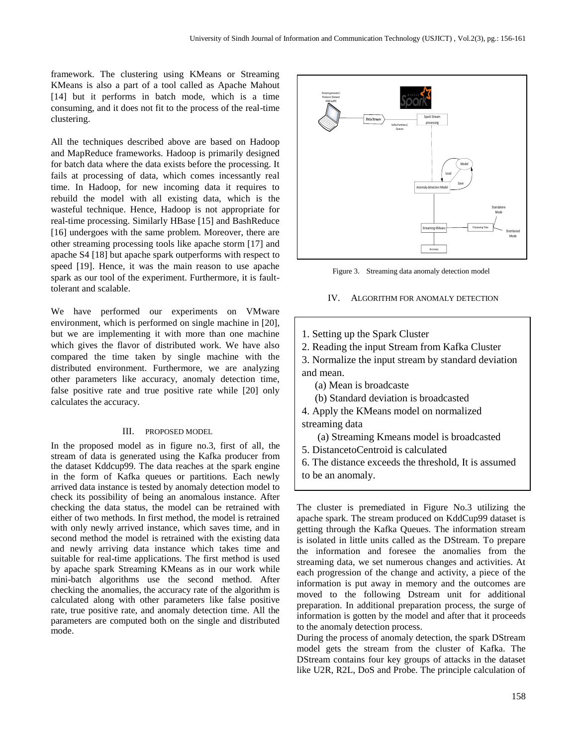framework. The clustering using KMeans or Streaming KMeans is also a part of a tool called as Apache Mahout [14] but it performs in batch mode, which is a time consuming, and it does not fit to the process of the real-time clustering.

All the techniques described above are based on Hadoop and MapReduce frameworks. Hadoop is primarily designed for batch data where the data exists before the processing. It fails at processing of data, which comes incessantly real time. In Hadoop, for new incoming data it requires to rebuild the model with all existing data, which is the wasteful technique. Hence, Hadoop is not appropriate for real-time processing. Similarly HBase [15] and BashReduce [16] undergoes with the same problem. Moreover, there are other streaming processing tools like apache storm [17] and apache S4 [18] but apache spark outperforms with respect to speed [19]. Hence, it was the main reason to use apache spark as our tool of the experiment. Furthermore, it is fault-tolerant and scalable.

We have performed our experiments on VMware environment, which is performed on single machine in [20], but we are implementing it with more than one machine which gives the flavor of distributed work. We have also compared the time taken by single machine with the distributed environment. Furthermore, we are analyzing other parameters like accuracy, anomaly detection time, false positive rate and true positive rate while [20] only calculates the accuracy.

## III. PROPOSED MODEL

In the proposed model as in figure no.3, first of all, the stream of data is generated using the Kafka producer from the dataset Kddcup99. The data reaches at the spark engine in the form of Kafka queues or partitions. Each newly arrived data instance is tested by anomaly detection model to check its possibility of being an anomalous instance. After checking the data status, the model can be retrained with either of two methods. In first method, the model is retrained with only newly arrived instance, which saves time, and in second method the model is retrained with the existing data and newly arriving data instance which takes time and suitable for real-time applications. The first method is used by apache spark Streaming KMeans as in our work while mini-batch algorithms use the second method. After checking the anomalies, the accuracy rate of the algorithm is calculated along with other parameters like false positive rate, true positive rate, and anomaly detection time. All the parameters are computed both on the single and distributed mode.

Figure 3. Streaming data anomaly detection model

## IV. ALGORITHM FOR ANOMALY DETECTION

1. Setting up the Spark Cluster
2. Reading the input Stream from Kafka Cluster
3. Normalize the input stream by standard deviation and mean.
   (a) Mean is broadcaste
   (b) Standard deviation is broadcasted
4. Apply the KMeans model on normalized streaming data
   (a) Streaming Kmeans model is broadcasted
5. DistancetoCentroid is calculated
6. The distance exceeds the threshold, It is assumed to be an anomaly.

The cluster is premediated in Figure No.3 utilizing the apache spark. The stream produced on KddCup99 dataset is getting through the Kafka Queues. The information stream is isolated in little units called as the DStream. To prepare the information and foresee the anomalies from the streaming data, we set numerous changes and activities. At each progression of the change and activity, a piece of the information is put away in memory and the outcomes are moved to the following Dstream unit for additional preparation. In additional preparation process, the surge of information is gotten by the model and after that it proceeds to the anomaly detection process.

During the process of anomaly detection, the spark DStream model gets the stream from the cluster of Kafka. The DStream contains four key groups of attacks in the dataset like U2R, R2L, DoS and Probe. The principle calculation of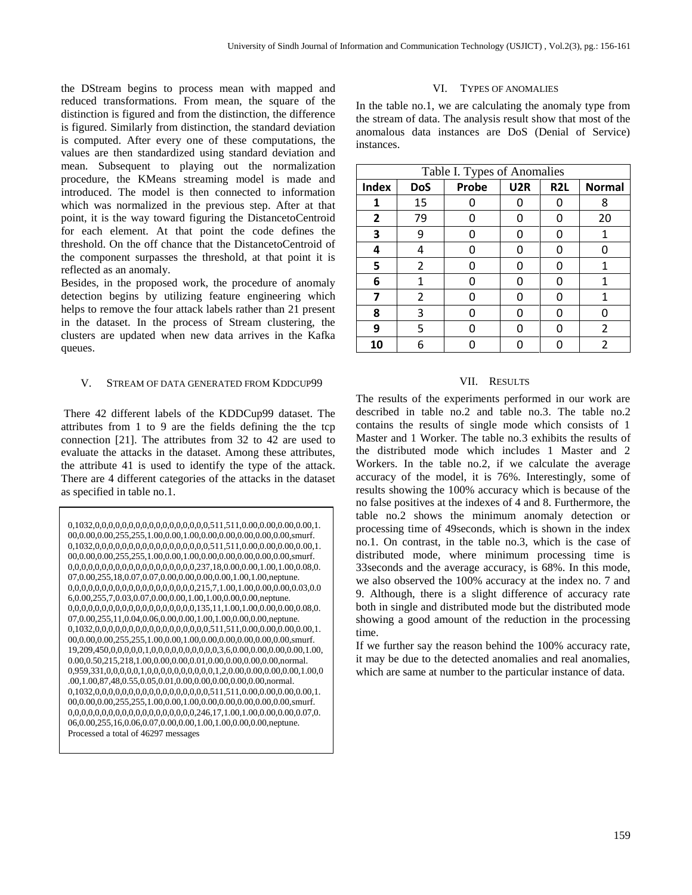the DStream begins to process mean with mapped and reduced transformations. From mean, the square of the distinction is figured and from the distinction, the difference is figured. Similarly from distinction, the standard deviation is computed. After every one of these computations, the values are then standardized using standard deviation and mean. Subsequent to playing out the normalization procedure, the KMeans streaming model is made and introduced. The model is then connected to information which was normalized in the previous step. After at that point, it is the way toward figuring the DistancetoCentroid for each element. At that point the code defines the threshold. On the off chance that the DistancetoCentroid of the component surpasses the threshold, at that point it is reflected as an anomaly.

Besides, in the proposed work, the procedure of anomaly detection begins by utilizing feature engineering which helps to remove the four attack labels rather than 21 present in the dataset. In the process of Stream clustering, the clusters are updated when new data arrives in the Kafka queues.

## V. Stream of Data Generated from KDDcup99

There 42 different labels of the KDDCup99 dataset. The attributes from 1 to 9 are the fields defining the the tcp connection [21]. The attributes from 32 to 42 are used to evaluate the attacks in the dataset. Among these attributes, the attribute 41 is used to identify the type of the attack. There are 4 different categories of the attacks in the dataset as specified in table no.1.

```
0,1032,0,0,0,0,0,0,0,0,0,0,0,0,0,0,0,0,0,0,0,511,511,0.00,0.00,0.00,0.00,1.00,0.00,0.00,255,255,1.00,0.00,1.00,0.00,0.00,0.00,0.00,0.00,smurf.
0,1032,0,0,0,0,0,0,0,0,0,0,0,0,0,0,0,0,0,0,0,511,511,0.00,0.00,0.00,0.00,1.00,0.00,0.00,255,255,1.00,0.00,1.00,0.00,0.00,0.00,0.00,0.00,smurf.
0,0,0,0,0,0,0,0,0,0,0,0,0,0,0,0,0,0,0,0,0,237,18,0.00,0.00,1.00,1.00,0.08,0.07,0.00,255,18,0.07,0.07,0.00,0.00,0.00,0.00,1.00,1.00,neptune.
0,0,0,0,0,0,0,0,0,0,0,0,0,0,0,0,0,0,0,0,0,215,7,1.00,1.00,0.00,0.00,0.03,0.06,0.00,255,7,0.03,0.07,0.00,0.00,1.00,1.00,0.00,0.00,neptune.
0,0,0,0,0,0,0,0,0,0,0,0,0,0,0,0,0,0,0,0,0,135,11,1.00,1.00,0.00,0.00,0.08,0.07,0.00,255,11,0.04,0.06,0.00,0.00,1.00,1.00,0.00,0.00,neptune.
0,1032,0,0,0,0,0,0,0,0,0,0,0,0,0,0,0,0,0,0,0,511,511,0.00,0.00,0.00,0.00,1.00,0.00,0.00,255,255,1.00,0.00,1.00,0.00,0.00,0.00,0.00,0.00,smurf.
19,209,450,0,0,0,0,0,1,0,0,0,0,0,0,0,0,0,0,0,0,3,6,0.00,0.00,0.00,0.00,1.00,0.00,0.50,215,218,1.00,0.00,0.00,0.01,0.00,0.00,0.00,0.00,normal.
0,959,331,0,0,0,0,0,1,0,0,0,0,0,0,0,0,0,0,0,0,1,2,0.00,0.00,0.00,0.00,1.00,0.00,1.00,87,48,0.55,0.05,0.01,0.00,0.00,0.00,0.00,0.00,normal.
0,1032,0,0,0,0,0,0,0,0,0,0,0,0,0,0,0,0,0,0,0,511,511,0.00,0.00,0.00,0.00,1.00,0.00,0.00,255,255,1.00,0.00,1.00,0.00,0.00,0.00,0.00,0.00,smurf.
0,0,0,0,0,0,0,0,0,0,0,0,0,0,0,0,0,0,0,0,0,246,17,1.00,1.00,0.00,0.00,0.07,0.06,0.00,255,16,0.06,0.07,0.00,0.00,1.00,1.00,0.00,0.00,neptune.
Processed a total of 46297 messages
```

## VI. Types of Anomalies

In the table no.1, we are calculating the anomaly type from the stream of data. The analysis result show that most of the anomalous data instances are DoS (Denial of Service) instances.

Table I. Types of Anomalies

| Index | DoS | Probe | U2R | R2L | Normal |
|---|---|---|---|---|---|
| 1 | 15 | 0 | 0 | 0 | 8 |
| 2 | 79 | 0 | 0 | 0 | 20 |
| 3 | 9 | 0 | 0 | 0 | 1 |
| 4 | 4 | 0 | 0 | 0 | 0 |
| 5 | 2 | 0 | 0 | 0 | 1 |
| 6 | 1 | 0 | 0 | 0 | 1 |
| 7 | 2 | 0 | 0 | 0 | 1 |
| 8 | 3 | 0 | 0 | 0 | 0 |
| 9 | 5 | 0 | 0 | 0 | 2 |
| 10 | 6 | 0 | 0 | 0 | 2 |

## VII. Results

The results of the experiments performed in our work are described in table no.2 and table no.3. The table no.2 contains the results of single mode which consists of 1 Master and 1 Worker. The table no.3 exhibits the results of the distributed mode which includes 1 Master and 2 Workers. In the table no.2, if we calculate the average accuracy of the model, it is 76%. Interestingly, some of results showing the 100% accuracy which is because of the no false positives at the indexes of 4 and 8. Furthermore, the table no.2 shows the minimum anomaly detection or processing time of 49seconds, which is shown in the index no.1. On contrast, in the table no.3, which is the case of distributed mode, where minimum processing time is 33seconds and the average accuracy, is 68%. In this mode, we also observed the 100% accuracy at the index no. 7 and 9. Although, there is a slight difference of accuracy rate both in single and distributed mode but the distributed mode showing a good amount of the reduction in the processing time.

If we further say the reason behind the 100% accuracy rate, it may be due to the detected anomalies and real anomalies, which are same at number to the particular instance of data.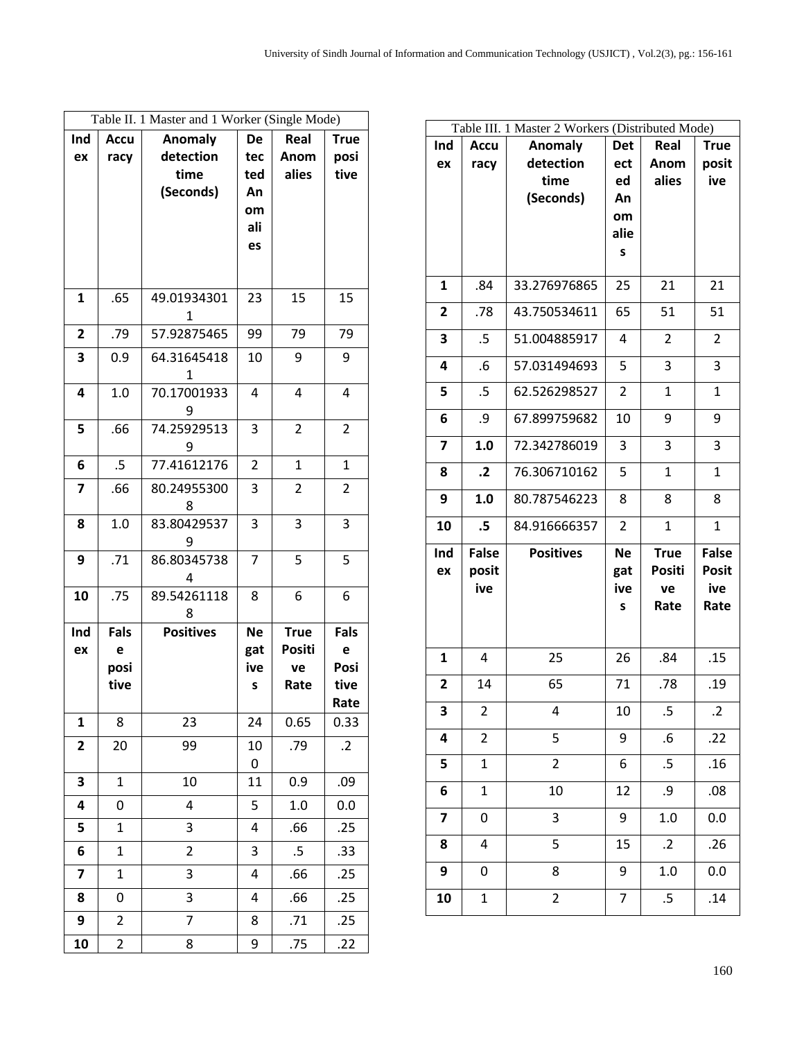Table II. 1 Master and 1 Worker (Single Mode)

| Index | Accuracy | Anomaly detection time (Seconds) | Detected Anomalies | Real Anomalies | True positive |
|---|---|---|---|---|---|
| **1** | .65 | 49.019343011 | 23 | 15 | 15 |
| **2** | .79 | 57.92875465 | 99 | 79 | 79 |
| **3** | 0.9 | 64.316454181 | 10 | 9 | 9 |
| **4** | 1.0 | 70.170019339 | 4 | 4 | 4 |
| **5** | .66 | 74.259295139 | 3 | 2 | 2 |
| **6** | .5 | 77.41612176 | 2 | 1 | 1 |
| **7** | .66 | 80.249553008 | 3 | 2 | 2 |
| **8** | 1.0 | 83.804295379 | 3 | 3 | 3 |
| **9** | .71 | 86.803457384 | 7 | 5 | 5 |
| **10** | .75 | 89.542611188 | 8 | 6 | 6 |
| **Index** | **False positive** | **Positives** | **Negatives** | **True Positive Rate** | **False Positive Rate** |
| **1** | 8 | 23 | 24 | 0.65 | 0.33 |
| **2** | 20 | 99 | 100 | .79 | .2 |
| **3** | 1 | 10 | 11 | 0.9 | .09 |
| **4** | 0 | 4 | 5 | 1.0 | 0.0 |
| **5** | 1 | 3 | 4 | .66 | .25 |
| **6** | 1 | 2 | 3 | .5 | .33 |
| **7** | 1 | 3 | 4 | .66 | .25 |
| **8** | 0 | 3 | 4 | .66 | .25 |
| **9** | 2 | 7 | 8 | .71 | .25 |
| **10** | 2 | 8 | 9 | .75 | .22 |

Table III. 1 Master 2 Workers (Distributed Mode)

| Index | Accuracy | Anomaly detection time (Seconds) | Detected Anomalies | Real Anomalies | True positive |
|---|---|---|---|---|---|
| **1** | .84 | 33.276976865 | 25 | 21 | 21 |
| **2** | .78 | 43.750534611 | 65 | 51 | 51 |
| **3** | .5 | 51.004885917 | 4 | 2 | 2 |
| **4** | .6 | 57.031494693 | 5 | 3 | 3 |
| **5** | .5 | 62.526298527 | 2 | 1 | 1 |
| **6** | .9 | 67.899759682 | 10 | 9 | 9 |
| **7** | **1.0** | 72.342786019 | 3 | 3 | 3 |
| **8** | **.2** | 76.306710162 | 5 | 1 | 1 |
| **9** | **1.0** | 80.787546223 | 8 | 8 | 8 |
| **10** | **.5** | 84.916666357 | 2 | 1 | 1 |
| **Index** | **False positive** | **Positives** | **Negatives** | **True Positive Rate** | **False Positive Rate** |
| **1** | 4 | 25 | 26 | .84 | .15 |
| **2** | 14 | 65 | 71 | .78 | .19 |
| **3** | 2 | 4 | 10 | .5 | .2 |
| **4** | 2 | 5 | 9 | .6 | .22 |
| **5** | 1 | 2 | 6 | .5 | .16 |
| **6** | 1 | 10 | 12 | .9 | .08 |
| **7** | 0 | 3 | 9 | 1.0 | 0.0 |
| **8** | 4 | 5 | 15 | .2 | .26 |
| **9** | 0 | 8 | 9 | 1.0 | 0.0 |
| **10** | 1 | 2 | 7 | .5 | .14 |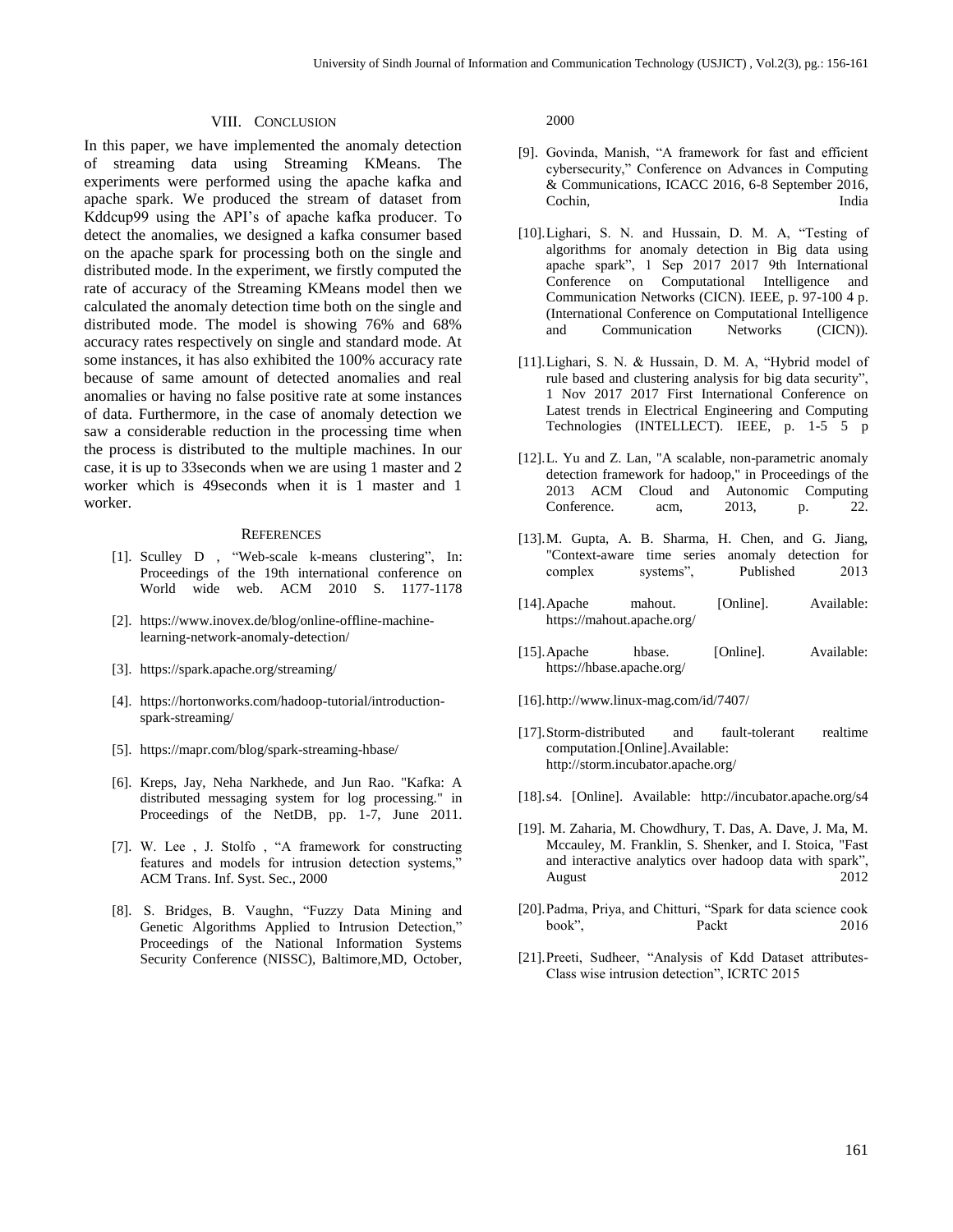## VIII. Conclusion

In this paper, we have implemented the anomaly detection of streaming data using Streaming KMeans. The experiments were performed using the apache kafka and apache spark. We produced the stream of dataset from Kddcup99 using the API's of apache kafka producer. To detect the anomalies, we designed a kafka consumer based on the apache spark for processing both on the single and distributed mode. In the experiment, we firstly computed the rate of accuracy of the Streaming KMeans model then we calculated the anomaly detection time both on the single and distributed mode. The model is showing 76% and 68% accuracy rates respectively on single and standard mode. At some instances, it has also exhibited the 100% accuracy rate because of same amount of detected anomalies and real anomalies or having no false positive rate at some instances of data. Furthermore, in the case of anomaly detection we saw a considerable reduction in the processing time when the process is distributed to the multiple machines. In our case, it is up to 33seconds when we are using 1 master and 2 worker which is 49seconds when it is 1 master and 1 worker.

## References

[1]. Sculley D , "Web-scale k-means clustering", In: Proceedings of the 19th international conference on World wide web. ACM 2010 S. 1177-1178

[2]. https://www.inovex.de/blog/online-offline-machine-learning-network-anomaly-detection/

[3]. https://spark.apache.org/streaming/

[4]. https://hortonworks.com/hadoop-tutorial/introduction-spark-streaming/

[5]. https://mapr.com/blog/spark-streaming-hbase/

[6]. Kreps, Jay, Neha Narkhede, and Jun Rao. "Kafka: A distributed messaging system for log processing." in Proceedings of the NetDB, pp. 1-7, June 2011.

[7]. W. Lee , J. Stolfo , "A framework for constructing features and models for intrusion detection systems," ACM Trans. Inf. Syst. Sec., 2000

[8]. S. Bridges, B. Vaughn, "Fuzzy Data Mining and Genetic Algorithms Applied to Intrusion Detection," Proceedings of the National Information Systems Security Conference (NISSC), Baltimore,MD, October, 2000

[9]. Govinda, Manish, "A framework for fast and efficient cybersecurity," Conference on Advances in Computing & Communications, ICACC 2016, 6-8 September 2016, Cochin, India

[10]. Lighari, S. N. and Hussain, D. M. A, "Testing of algorithms for anomaly detection in Big data using apache spark", 1 Sep 2017 2017 9th International Conference on Computational Intelligence and Communication Networks (CICN). IEEE, p. 97-100 4 p. (International Conference on Computational Intelligence and Communication Networks (CICN)).

[11]. Lighari, S. N. & Hussain, D. M. A, "Hybrid model of rule based and clustering analysis for big data security", 1 Nov 2017 2017 First International Conference on Latest trends in Electrical Engineering and Computing Technologies (INTELLECT). IEEE, p. 1-5 5 p

[12]. L. Yu and Z. Lan, "A scalable, non-parametric anomaly detection framework for hadoop," in Proceedings of the 2013 ACM Cloud and Autonomic Computing Conference. acm, 2013, p. 22.

[13]. M. Gupta, A. B. Sharma, H. Chen, and G. Jiang, "Context-aware time series anomaly detection for complex systems", Published 2013

[14]. Apache mahout. [Online]. Available: https://mahout.apache.org/

[15]. Apache hbase. [Online]. Available: https://hbase.apache.org/

[16]. http://www.linux-mag.com/id/7407/

[17]. Storm-distributed and fault-tolerant realtime computation.[Online].Available: http://storm.incubator.apache.org/

[18]. s4. [Online]. Available: http://incubator.apache.org/s4

[19]. M. Zaharia, M. Chowdhury, T. Das, A. Dave, J. Ma, M. Mccauley, M. Franklin, S. Shenker, and I. Stoica, "Fast and interactive analytics over hadoop data with spark", August 2012

[20]. Padma, Priya, and Chitturi, "Spark for data science cook book", Packt 2016

[21]. Preeti, Sudheer, "Analysis of Kdd Dataset attributes-Class wise intrusion detection", ICRTC 2015